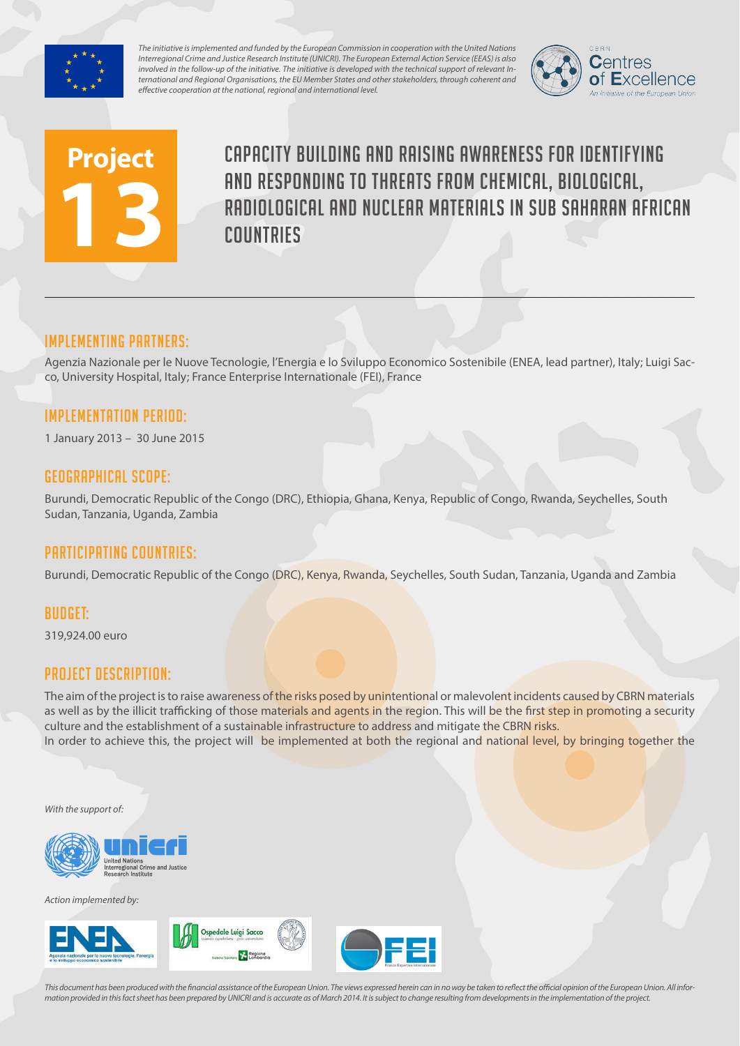*The initiative is implemented and funded by the European Commission in cooperation with the United Nations Interregional Crime and Justice Research Institute (UNICRI). The European External Action Service (EEAS) is also involved in the follow-up of the initiative. The initiative is developed with the technical support of relevant International and Regional Organisations, the EU Member States and other stakeholders, through coherent and effective cooperation at the national, regional and international level.*

CBRN Centres of Excellence — An initiative of the European Union

# Project 13

# CAPACITY BUILDING AND RAISING AWARENESS FOR IDENTIFYING AND RESPONDING TO THREATS FROM CHEMICAL, BIOLOGICAL, RADIOLOGICAL AND NUCLEAR MATERIALS IN SUB SAHARAN AFRICAN COUNTRIES

## IMPLEMENTING PARTNERS:

Agenzia Nazionale per le Nuove Tecnologie, l'Energia e lo Sviluppo Economico Sostenibile (ENEA, lead partner), Italy; Luigi Sacco, University Hospital, Italy; France Enterprise Internationale (FEI), France

## IMPLEMENTATION PERIOD:

1 January 2013 – 30 June 2015

## GEOGRAPHICAL SCOPE:

Burundi, Democratic Republic of the Congo (DRC), Ethiopia, Ghana, Kenya, Republic of Congo, Rwanda, Seychelles, South Sudan, Tanzania, Uganda, Zambia

## PARTICIPATING COUNTRIES:

Burundi, Democratic Republic of the Congo (DRC), Kenya, Rwanda, Seychelles, South Sudan, Tanzania, Uganda and Zambia

## BUDGET:

319,924.00 euro

## PROJECT DESCRIPTION:

The aim of the project is to raise awareness of the risks posed by unintentional or malevolent incidents caused by CBRN materials as well as by the illicit trafficking of those materials and agents in the region. This will be the first step in promoting a security culture and the establishment of a sustainable infrastructure to address and mitigate the CBRN risks.
In order to achieve this, the project will be implemented at both the regional and national level, by bringing together the

*With the support of:*

unicri — United Nations Interregional Crime and Justice Research Institute

*Action implemented by:*

ENEA — Agenzia nazionale per le nuove tecnologie, l'energia e lo sviluppo economico sostenibile; Ospedale Luigi Sacco; FEI — France Expertise Internationale

*This document has been produced with the financial assistance of the European Union. The views expressed herein can in no way be taken to reflect the official opinion of the European Union. All information provided in this fact sheet has been prepared by UNICRI and is accurate as of March 2014. It is subject to change resulting from developments in the implementation of the project.*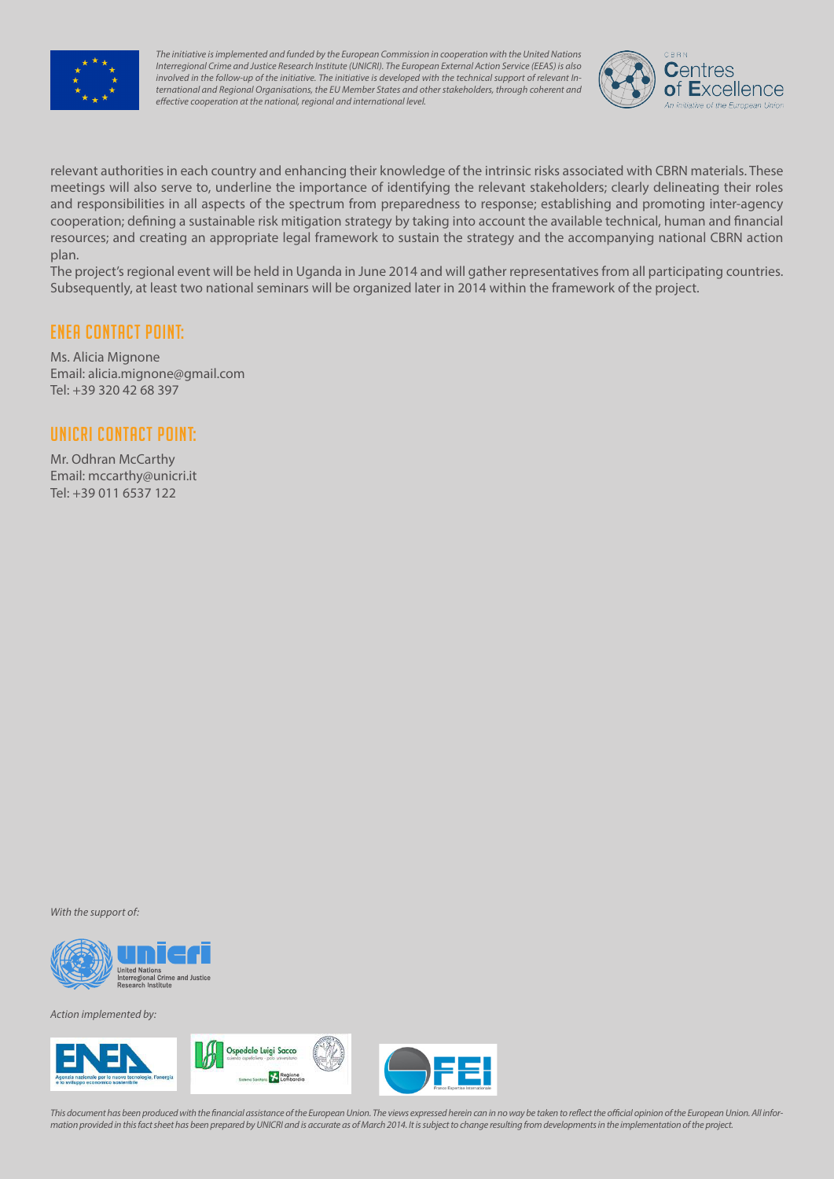*The initiative is implemented and funded by the European Commission in cooperation with the United Nations Interregional Crime and Justice Research Institute (UNICRI). The European External Action Service (EEAS) is also involved in the follow-up of the initiative. The initiative is developed with the technical support of relevant International and Regional Organisations, the EU Member States and other stakeholders, through coherent and effective cooperation at the national, regional and international level.*

relevant authorities in each country and enhancing their knowledge of the intrinsic risks associated with CBRN materials. These meetings will also serve to, underline the importance of identifying the relevant stakeholders; clearly delineating their roles and responsibilities in all aspects of the spectrum from preparedness to response; establishing and promoting inter-agency cooperation; defining a sustainable risk mitigation strategy by taking into account the available technical, human and financial resources; and creating an appropriate legal framework to sustain the strategy and the accompanying national CBRN action plan.

The project's regional event will be held in Uganda in June 2014 and will gather representatives from all participating countries. Subsequently, at least two national seminars will be organized later in 2014 within the framework of the project.

## ENEA CONTACT POINT:

Ms. Alicia Mignone
Email: alicia.mignone@gmail.com
Tel: +39 320 42 68 397

## UNICRI CONTACT POINT:

Mr. Odhran McCarthy
Email: mccarthy@unicri.it
Tel: +39 011 6537 122

*With the support of:*

*Action implemented by:*

*This document has been produced with the financial assistance of the European Union. The views expressed herein can in no way be taken to reflect the official opinion of the European Union. All information provided in this fact sheet has been prepared by UNICRI and is accurate as of March 2014. It is subject to change resulting from developments in the implementation of the project.*